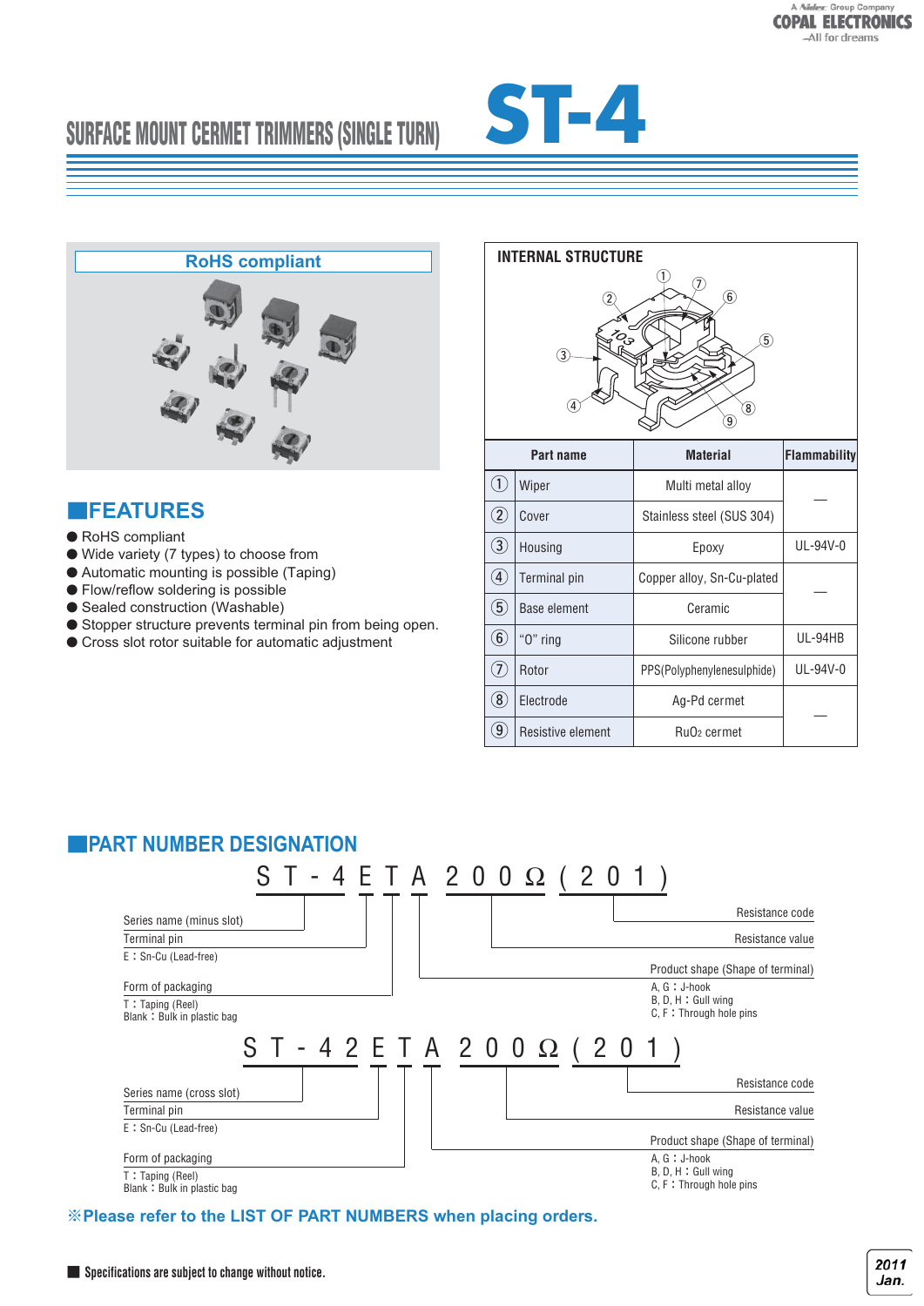# SURFACE MOUNT CERMET TRIMMERS (SINGLE TURN) ST-4

RoHS compliant

## FEATURES

- RoHS compliant
- Wide variety (7 types) to choose from
- Automatic mounting is possible (Taping)
- Flow/reflow soldering is possible
- Sealed construction (Washable)
- Stopper structure prevents terminal pin from being open.
- Cross slot rotor suitable for automatic adjustment

## INTERNAL STRUCTURE

| | Part name | Material | Flammability |
|---|---|---|---|
| ① | Wiper | Multi metal alloy | — |
| ② | Cover | Stainless steel (SUS 304) | |
| ③ | Housing | Epoxy | UL-94V-0 |
| ④ | Terminal pin | Copper alloy, Sn-Cu-plated | — |
| ⑤ | Base element | Ceramic | |
| ⑥ | "O" ring | Silicone rubber | UL-94HB |
| ⑦ | Rotor | PPS(Polyphenylenesulphide) | UL-94V-0 |
| ⑧ | Electrode | Ag-Pd cermet | — |
| ⑨ | Resistive element | $RuO_2$ cermet | |

## PART NUMBER DESIGNATION

**ST-4 E T A 200Ω (201)**

- Series name (minus slot): ST-4
- Terminal pin
  - E : Sn-Cu (Lead-free)
- Form of packaging
  - T : Taping (Reel)
  - Blank : Bulk in plastic bag
- Product shape (Shape of terminal)
  - A, G : J-hook
  - B, D, H : Gull wing
  - C, F : Through hole pins
- Resistance value
- Resistance code

**ST-42 E T A 200Ω (201)**

- Series name (cross slot): ST-42
- Terminal pin
  - E : Sn-Cu (Lead-free)
- Form of packaging
  - T : Taping (Reel)
  - Blank : Bulk in plastic bag
- Product shape (Shape of terminal)
  - A, G : J-hook
  - B, D, H : Gull wing
  - C, F : Through hole pins
- Resistance value
- Resistance code

※Please refer to the LIST OF PART NUMBERS when placing orders.

■ Specifications are subject to change without notice.

2011 Jan.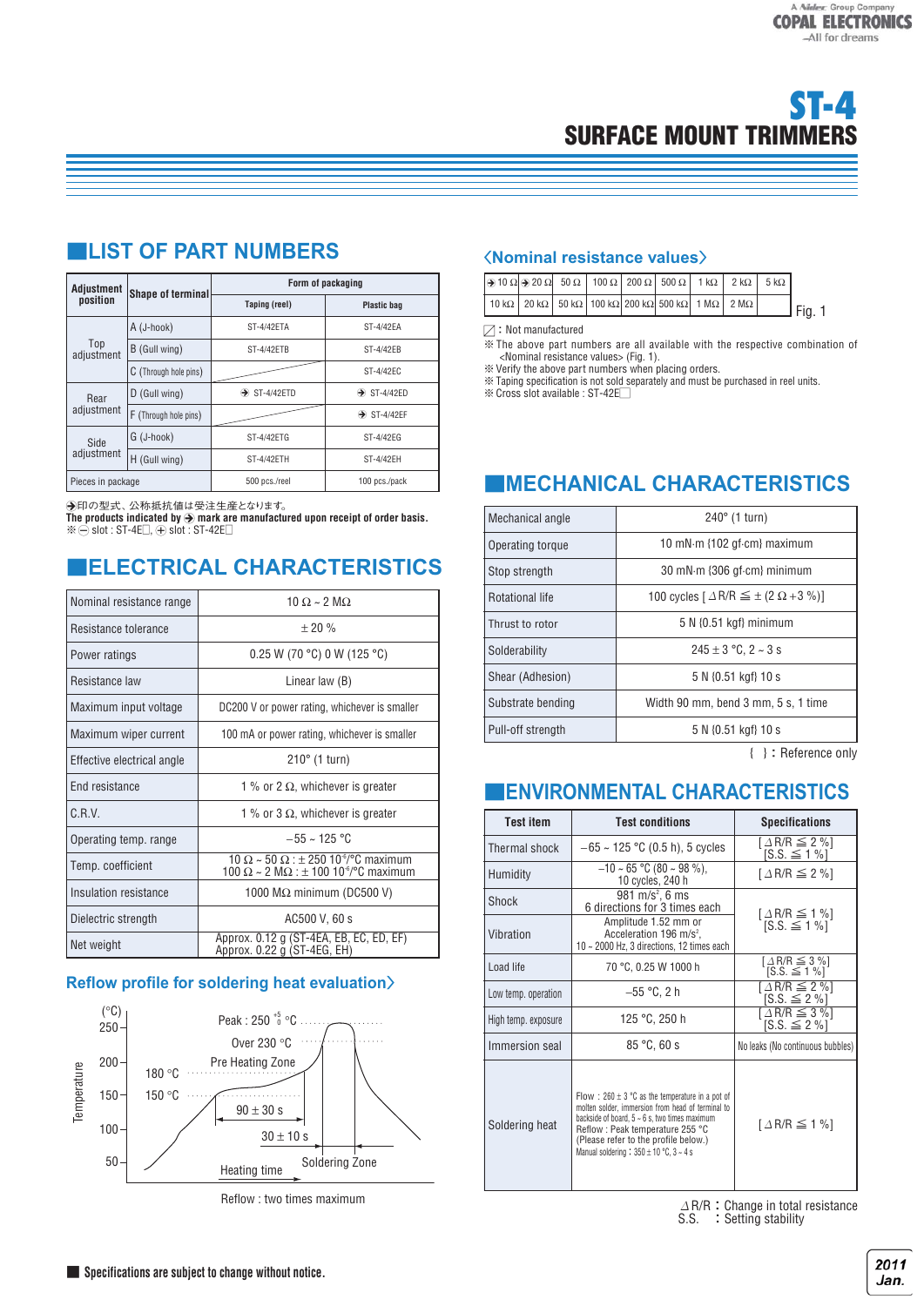# ST-4
## SURFACE MOUNT TRIMMERS

## LIST OF PART NUMBERS

| Adjustment position | Shape of terminal | Form of packaging | |
|---|---|---|---|
| | | Taping (reel) | Plastic bag |
| Top adjustment | A (J-hook) | ST-4/42ETA | ST-4/42EA |
| | B (Gull wing) | ST-4/42ETB | ST-4/42EB |
| | C (Through hole pins) | | ST-4/42EC |
| Rear adjustment | D (Gull wing) | ➔ ST-4/42ETD | ➔ ST-4/42ED |
| | F (Through hole pins) | | ➔ ST-4/42EF |
| Side adjustment | G (J-hook) | ST-4/42ETG | ST-4/42EG |
| | H (Gull wing) | ST-4/42ETH | ST-4/42EH |
| Pieces in package | | 500 pcs./reel | 100 pcs./pack |

➔印の型式、公称抵抗値は受注生産となります。
**The products indicated by ➔ mark are manufactured upon receipt of order basis.**
※ ⊖ slot : ST-4E□, ⊕ slot : ST-42E□

### 〈Nominal resistance values〉

| ➔ 10 Ω | ➔ 20 Ω | 50 Ω | 100 Ω | 200 Ω | 500 Ω | 1 kΩ | 2 kΩ | 5 kΩ |
|---|---|---|---|---|---|---|---|---|
| 10 kΩ | 20 kΩ | 50 kΩ | 100 kΩ | 200 kΩ | 500 kΩ | 1 MΩ | 2 MΩ | |

Fig. 1

□ : Not manufactured
※ The above part numbers are all available with the respective combination of <Nominal resistance values> (Fig. 1).
※ Verify the above part numbers when placing orders.
※ Taping specification is not sold separately and must be purchased in reel units.
※ Cross slot available : ST-42E□

## ELECTRICAL CHARACTERISTICS

| | |
|---|---|
| Nominal resistance range | 10 Ω ~ 2 MΩ |
| Resistance tolerance | ± 20 % |
| Power ratings | 0.25 W (70 °C) 0 W (125 °C) |
| Resistance law | Linear law (B) |
| Maximum input voltage | DC200 V or power rating, whichever is smaller |
| Maximum wiper current | 100 mA or power rating, whichever is smaller |
| Effective electrical angle | 210° (1 turn) |
| End resistance | 1 % or 2 Ω, whichever is greater |
| C.R.V. | 1 % or 3 Ω, whichever is greater |
| Operating temp. range | −55 ~ 125 °C |
| Temp. coefficient | 10 Ω ~ 50 Ω : ± 250 $10^{-6}$/°C maximum<br>100 Ω ~ 2 MΩ : ± 100 $10^{-6}$/°C maximum |
| Insulation resistance | 1000 MΩ minimum (DC500 V) |
| Dielectric strength | AC500 V, 60 s |
| Net weight | Approx. 0.12 g (ST-4EA, EB, EC, ED, EF)<br>Approx. 0.22 g (ST-4EG, EH) |

### Reflow profile for soldering heat evaluation〉

(°C) Temperature: 250, 200, 150, 100, 50
Peak : 250 $^{+5}_{0}$ °C
Over 230 °C
Pre Heating Zone
180 °C
150 °C
90 ± 30 s
30 ± 10 s
Heating time
Soldering Zone

Reflow : two times maximum

## MECHANICAL CHARACTERISTICS

| | |
|---|---|
| Mechanical angle | 240° (1 turn) |
| Operating torque | 10 mN·m {102 gf·cm} maximum |
| Stop strength | 30 mN·m {306 gf·cm} minimum |
| Rotational life | 100 cycles [ ΔR/R ≦ ± (2 Ω +3 %)] |
| Thrust to rotor | 5 N {0.51 kgf} minimum |
| Solderability | 245 ± 3 °C, 2 ~ 3 s |
| Shear (Adhesion) | 5 N {0.51 kgf} 10 s |
| Substrate bending | Width 90 mm, bend 3 mm, 5 s, 1 time |
| Pull-off strength | 5 N {0.51 kgf} 10 s |

{ } : Reference only

## ENVIRONMENTAL CHARACTERISTICS

| Test item | Test conditions | Specifications |
|---|---|---|
| Thermal shock | −65 ~ 125 °C (0.5 h), 5 cycles | [ ΔR/R ≦ 2 %]<br>[S.S. ≦ 1 %] |
| Humidity | −10 ~ 65 °C (80 ~ 98 %), 10 cycles, 240 h | [ ΔR/R ≦ 2 %] |
| Shock | 981 m/s², 6 ms<br>6 directions for 3 times each | [ ΔR/R ≦ 1 %]<br>[S.S. ≦ 1 %] |
| Vibration | Amplitude 1.52 mm or Acceleration 196 m/s², 10 ~ 2000 Hz, 3 directions, 12 times each | |
| Load life | 70 °C, 0.25 W 1000 h | [ ΔR/R ≦ 3 %]<br>[S.S. ≦ 1 %] |
| Low temp. operation | −55 °C, 2 h | [ ΔR/R ≦ 2 %]<br>[S.S. ≦ 2 %] |
| High temp. exposure | 125 °C, 250 h | [ ΔR/R ≦ 3 %]<br>[S.S. ≦ 2 %] |
| Immersion seal | 85 °C, 60 s | No leaks (No continuous bubbles) |
| Soldering heat | Flow : 260 ± 3 °C as the temperature in a pot of molten solder, immersion from head of terminal to backside of board, 5 ~ 6 s, two times maximum<br>Reflow : Peak temperature 255 °C (Please refer to the profile below.)<br>Manual soldering : 350 ± 10 °C, 3 ~ 4 s | [ ΔR/R ≦ 1 %] |

ΔR/R : Change in total resistance
S.S. : Setting stability

**Specifications are subject to change without notice.**

2011 Jan.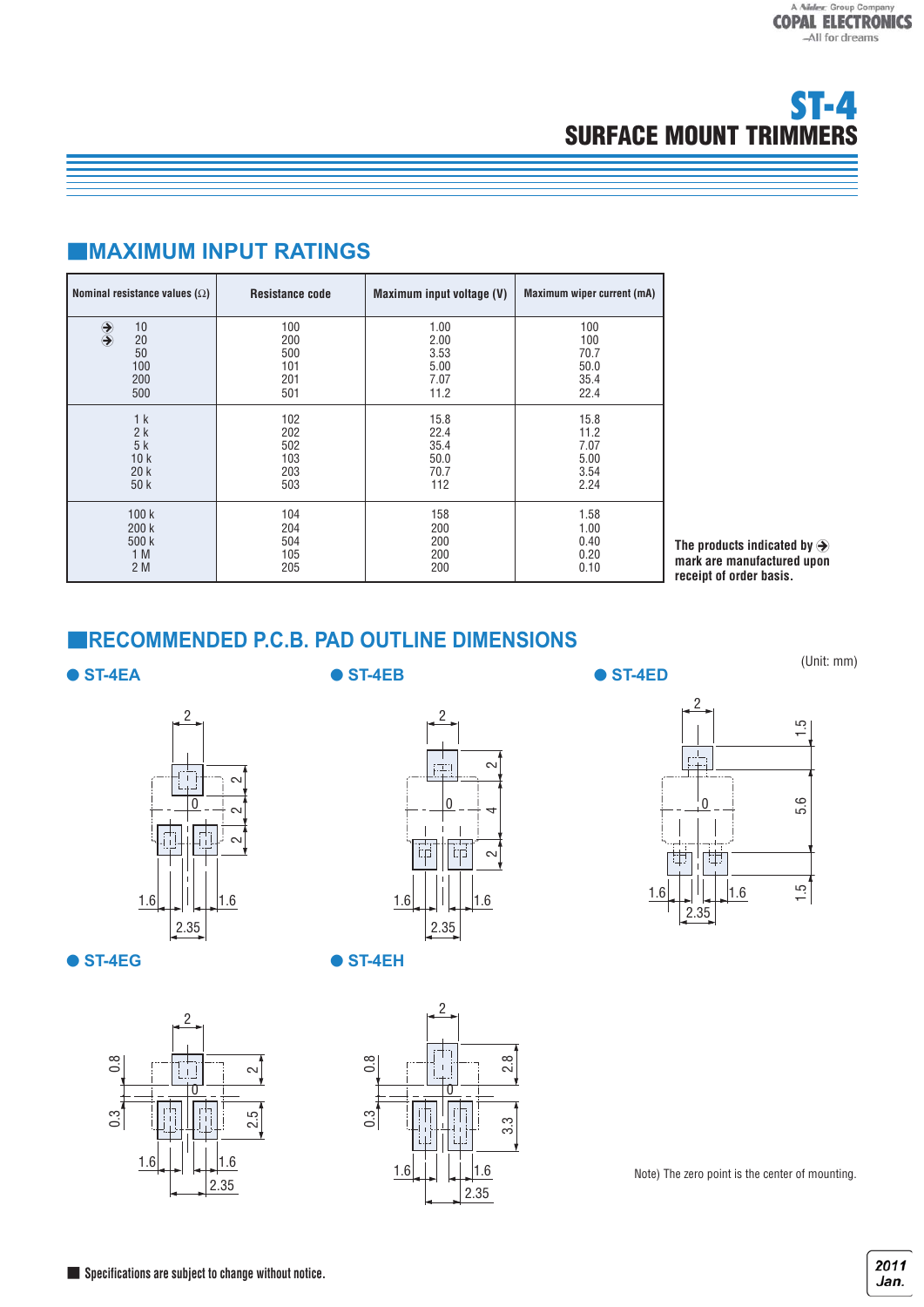# ST-4
## SURFACE MOUNT TRIMMERS

## MAXIMUM INPUT RATINGS

| Nominal resistance values (Ω) | Resistance code | Maximum input voltage (V) | Maximum wiper current (mA) |
|---|---|---|---|
| ➔ 10 | 100 | 1.00 | 100 |
| ➔ 20 | 200 | 2.00 | 100 |
| 50 | 500 | 3.53 | 70.7 |
| 100 | 101 | 5.00 | 50.0 |
| 200 | 201 | 7.07 | 35.4 |
| 500 | 501 | 11.2 | 22.4 |
| 1 k | 102 | 15.8 | 15.8 |
| 2 k | 202 | 22.4 | 11.2 |
| 5 k | 502 | 35.4 | 7.07 |
| 10 k | 103 | 50.0 | 5.00 |
| 20 k | 203 | 70.7 | 3.54 |
| 50 k | 503 | 112 | 2.24 |
| 100 k | 104 | 158 | 1.58 |
| 200 k | 204 | 200 | 1.00 |
| 500 k | 504 | 200 | 0.40 |
| 1 M | 105 | 200 | 0.20 |
| 2 M | 205 | 200 | 0.10 |

**The products indicated by ➔ mark are manufactured upon receipt of order basis.**

## RECOMMENDED P.C.B. PAD OUTLINE DIMENSIONS

(Unit: mm)

● ST-4EA

● ST-4EB

● ST-4ED

● ST-4EG

● ST-4EH

Note) The zero point is the center of mounting.

■ Specifications are subject to change without notice.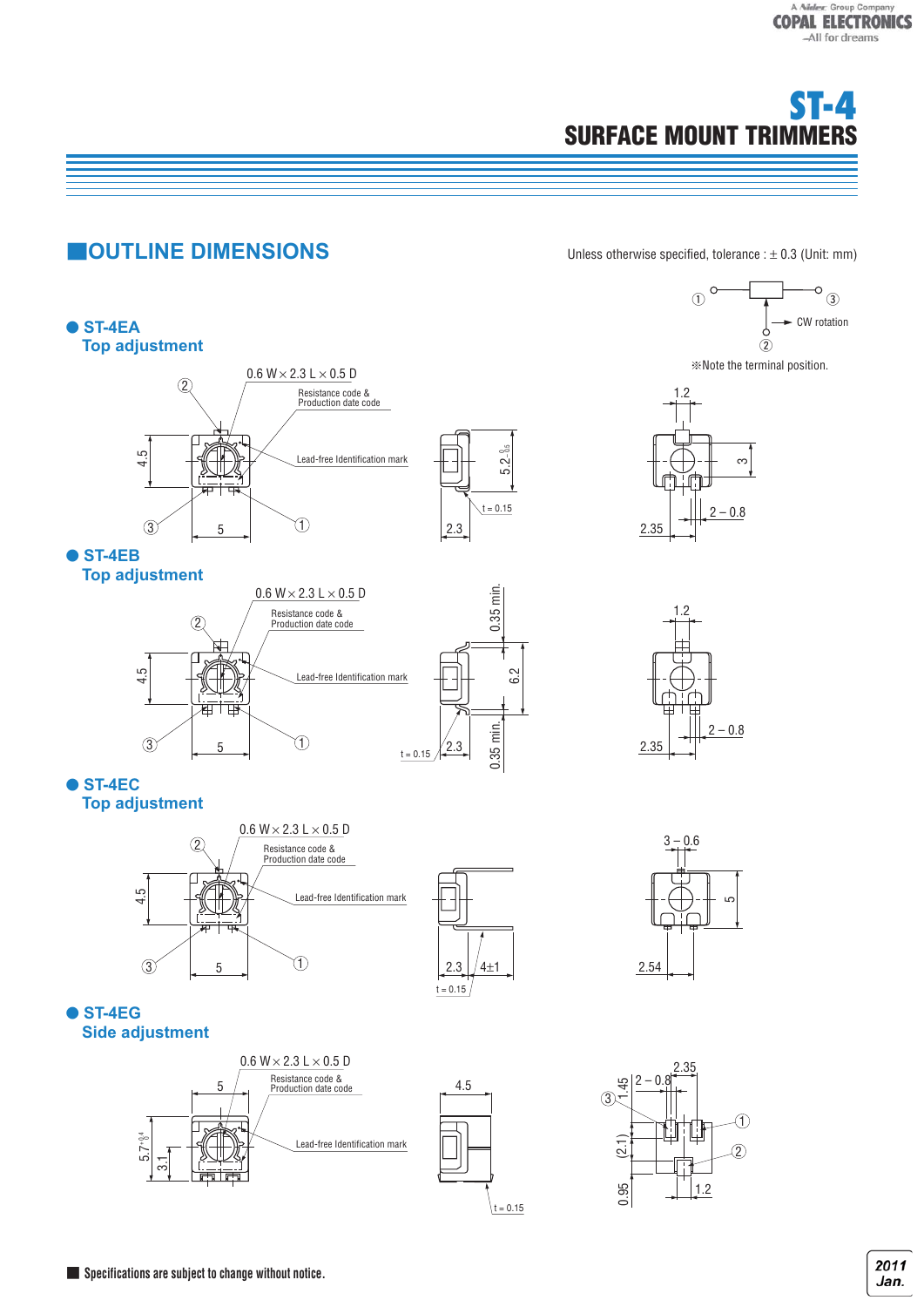# ST-4
## SURFACE MOUNT TRIMMERS

## OUTLINE DIMENSIONS

Unless otherwise specified, tolerance : ± 0.3 (Unit: mm)

① ③ ② CW rotation

※Note the terminal position.

### ST-4EA
**Top adjustment**

0.6 W × 2.3 L × 0.5 D

Resistance code & Production date code

Lead-free Identification mark

4.5, 5, 2.3, $5.2^{\ 0}_{-0.5}$, t = 0.15, 1.2, 3, 2 – 0.8, 2.35

### ST-4EB
**Top adjustment**

0.6 W × 2.3 L × 0.5 D

Resistance code & Production date code

Lead-free Identification mark

4.5, 5, 2.3, 6.2, 0.35 min., 0.35 min., t = 0.15, 1.2, 2 – 0.8, 2.35

### ST-4EC
**Top adjustment**

0.6 W × 2.3 L × 0.5 D

Resistance code & Production date code

Lead-free Identification mark

4.5, 5, 2.3, 4±1, t = 0.15, 3 – 0.6, 5, 2.54

### ST-4EG
**Side adjustment**

0.6 W × 2.3 L × 0.5 D

Resistance code & Production date code

Lead-free Identification mark

5, $5.7^{+0.4}_{\ 0}$, 3.1, 4.5, t = 0.15, 2.35, 2 – 0.8, 1.45, (2.1), 0.95, 1.2

■ Specifications are subject to change without notice.

2011 Jan.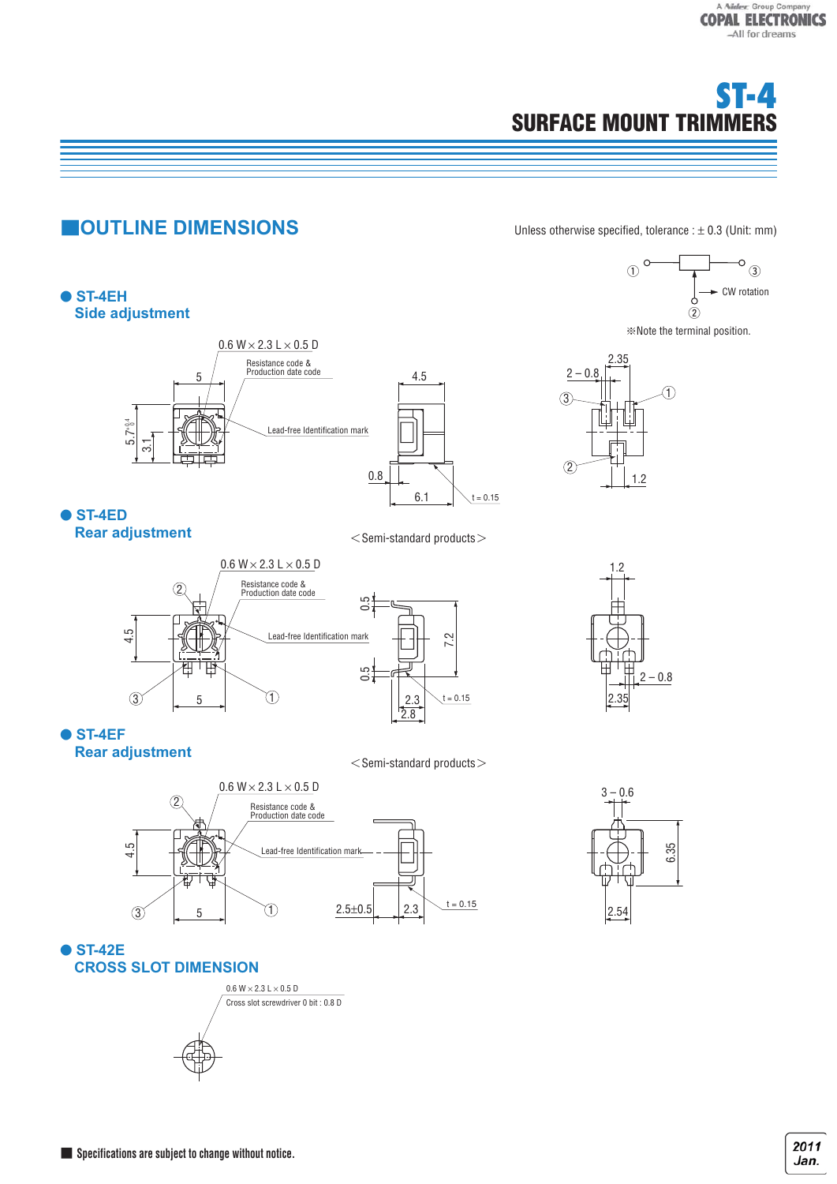# ST-4
## SURFACE MOUNT TRIMMERS

## OUTLINE DIMENSIONS

Unless otherwise specified, tolerance : ± 0.3 (Unit: mm)

① ③ ② CW rotation

※Note the terminal position.

### ● ST-4EH
### Side adjustment

0.6 W × 2.3 L × 0.5 D

Resistance code & Production date code

Lead-free Identification mark

5, $5.7^{+0.4}_{0}$, 3.1, 4.5, 0.8, 6.1, t = 0.15, 2.35, 2 – 0.8, 1.2

### ● ST-4ED
### Rear adjustment

<Semi-standard products>

0.6 W × 2.3 L × 0.5 D

Resistance code & Production date code

Lead-free Identification mark

4.5, 5, 0.5, 7.2, 0.5, 2.3, 2.8, t = 0.15, 1.2, 2 – 0.8, 2.35

### ● ST-4EF
### Rear adjustment

<Semi-standard products>

0.6 W × 2.3 L × 0.5 D

Resistance code & Production date code

Lead-free Identification mark

4.5, 5, 2.5±0.5, 2.3, t = 0.15, 3 – 0.6, 6.35, 2.54

### ● ST-42E
### CROSS SLOT DIMENSION

0.6 W × 2.3 L × 0.5 D

Cross slot screwdriver 0 bit : 0.8 D

■ Specifications are subject to change without notice.

2011 Jan.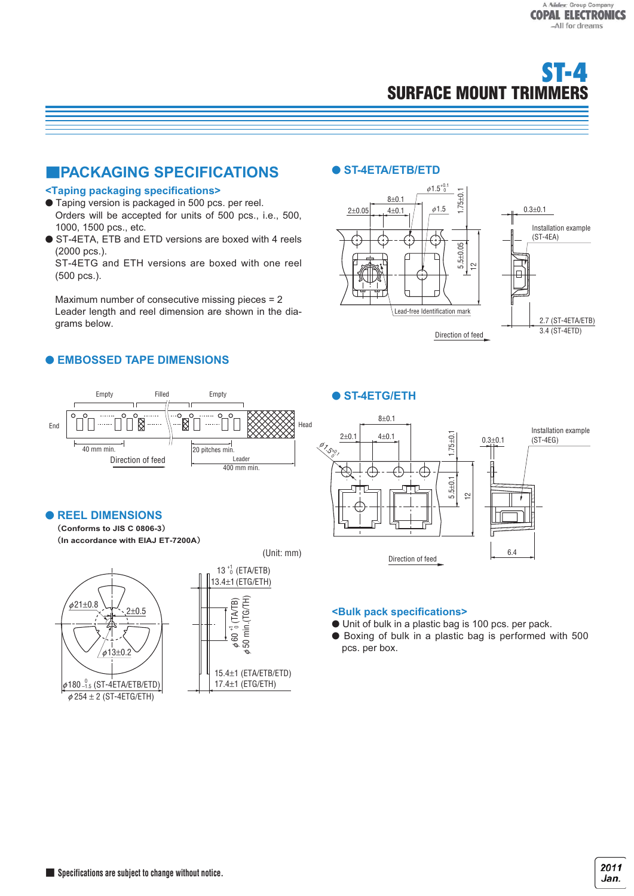# ST-4
## SURFACE MOUNT TRIMMERS

## ■PACKAGING SPECIFICATIONS

### <Taping packaging specifications>

- Taping version is packaged in 500 pcs. per reel.
  Orders will be accepted for units of 500 pcs., i.e., 500, 1000, 1500 pcs., etc.
- ST-4ETA, ETB and ETD versions are boxed with 4 reels (2000 pcs.).
  ST-4ETG and ETH versions are boxed with one reel (500 pcs.).

Maximum number of consecutive missing pieces = 2
Leader length and reel dimension are shown in the diagrams below.

### ● EMBOSSED TAPE DIMENSIONS

Empty
Filled
Empty
End
Head
40 mm min.
20 pitches min.
Direction of feed
Leader
400 mm min.

### ● REEL DIMENSIONS

(Conforms to JIS C 0806-3)
(In accordance with EIAJ ET-7200A)

(Unit: mm)

$\phi$21±0.8
2±0.5
$\phi$13±0.2
$\phi$180 $^{0}_{-1.5}$ (ST-4ETA/ETB/ETD)
$\phi$254 ± 2 (ST-4ETG/ETH)
13 $^{+1}_{0}$ (ETA/ETB)
13.4±1 (ETG/ETH)
$\phi$60 $^{+1}_{0}$ (TA/TB)
$\phi$50 min.(TG/TH)
15.4±1 (ETA/ETB/ETD)
17.4±1 (ETG/ETH)

### ● ST-4ETA/ETB/ETD

$\phi$1.5 $^{+0.1}_{0}$
8±0.1
2±0.05
4±0.1
$\phi$1.5
1.75±0.1
5.5±0.05
12
0.3±0.1
Installation example (ST-4EA)
Lead-free Identification mark
2.7 (ST-4ETA/ETB)
3.4 (ST-4ETD)
Direction of feed

### ● ST-4ETG/ETH

8±0.1
2±0.1
4±0.1
$\phi$1.5 $^{+0.1}_{0}$
1.75±0.1
5.5±0.1
12
0.3±0.1
Installation example (ST-4EG)
6.4
Direction of feed

### <Bulk pack specifications>

- Unit of bulk in a plastic bag is 100 pcs. per pack.
- Boxing of bulk in a plastic bag is performed with 500 pcs. per box.

■ Specifications are subject to change without notice.

2011 Jan.